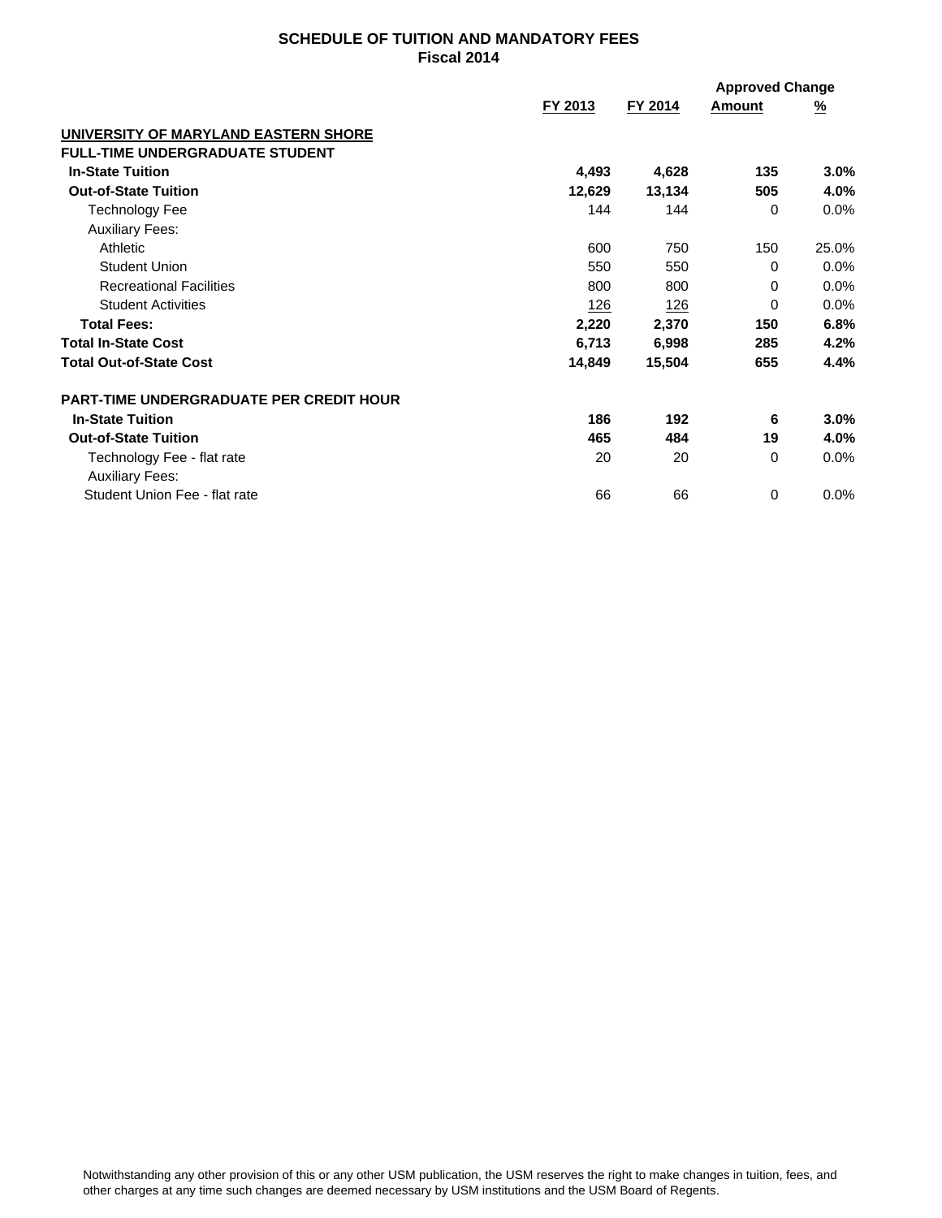## SCHEDULE OF TUITION AND MANDATORY FEES
### Fiscal 2014

| | FY 2013 | FY 2014 | Approved Change Amount | Approved Change % |
|---|---|---|---|---|
| **UNIVERSITY OF MARYLAND EASTERN SHORE** | | | | |
| **FULL-TIME UNDERGRADUATE STUDENT** | | | | |
| **In-State Tuition** | **4,493** | **4,628** | **135** | **3.0%** |
| **Out-of-State Tuition** | **12,629** | **13,134** | **505** | **4.0%** |
| Technology Fee | 144 | 144 | 0 | 0.0% |
| Auxiliary Fees: | | | | |
| Athletic | 600 | 750 | 150 | 25.0% |
| Student Union | 550 | 550 | 0 | 0.0% |
| Recreational Facilities | 800 | 800 | 0 | 0.0% |
| Student Activities | 126 | 126 | 0 | 0.0% |
| **Total Fees:** | **2,220** | **2,370** | **150** | **6.8%** |
| **Total In-State Cost** | **6,713** | **6,998** | **285** | **4.2%** |
| **Total Out-of-State Cost** | **14,849** | **15,504** | **655** | **4.4%** |
| | | | | |
| **PART-TIME UNDERGRADUATE PER CREDIT HOUR** | | | | |
| **In-State Tuition** | **186** | **192** | **6** | **3.0%** |
| **Out-of-State Tuition** | **465** | **484** | **19** | **4.0%** |
| Technology Fee - flat rate | 20 | 20 | 0 | 0.0% |
| Auxiliary Fees: | | | | |
| Student Union Fee - flat rate | 66 | 66 | 0 | 0.0% |

Notwithstanding any other provision of this or any other USM publication, the USM reserves the right to make changes in tuition, fees, and other charges at any time such changes are deemed necessary by USM institutions and the USM Board of Regents.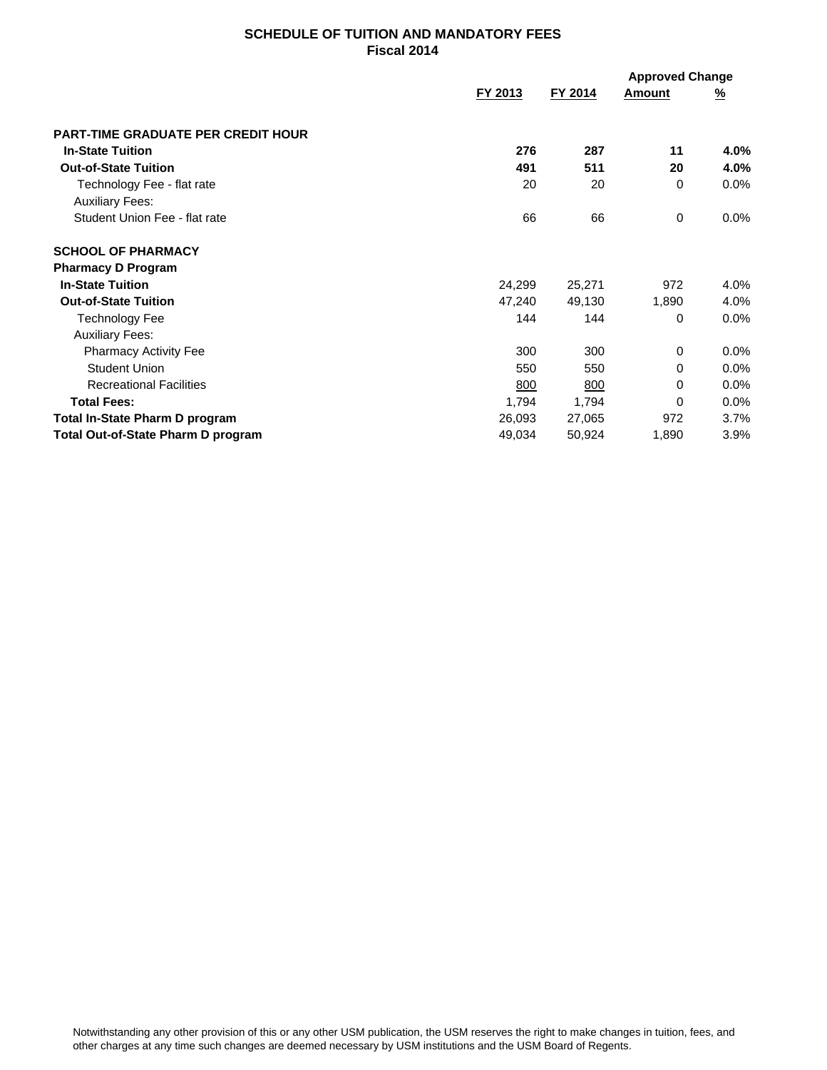**SCHEDULE OF TUITION AND MANDATORY FEES**
**Fiscal 2014**

| | FY 2013 | FY 2014 | Approved Change Amount | % |
|---|---|---|---|---|
| **PART-TIME GRADUATE PER CREDIT HOUR** | | | | |
| **In-State Tuition** | **276** | **287** | **11** | **4.0%** |
| **Out-of-State Tuition** | **491** | **511** | **20** | **4.0%** |
| Technology Fee - flat rate | 20 | 20 | 0 | 0.0% |
| Auxiliary Fees: | | | | |
| Student Union Fee - flat rate | 66 | 66 | 0 | 0.0% |
| **SCHOOL OF PHARMACY** | | | | |
| **Pharmacy D Program** | | | | |
| **In-State Tuition** | 24,299 | 25,271 | 972 | 4.0% |
| **Out-of-State Tuition** | 47,240 | 49,130 | 1,890 | 4.0% |
| Technology Fee | 144 | 144 | 0 | 0.0% |
| Auxiliary Fees: | | | | |
| Pharmacy Activity Fee | 300 | 300 | 0 | 0.0% |
| Student Union | 550 | 550 | 0 | 0.0% |
| Recreational Facilities | 800 | 800 | 0 | 0.0% |
| **Total Fees:** | 1,794 | 1,794 | 0 | 0.0% |
| **Total In-State Pharm D program** | 26,093 | 27,065 | 972 | 3.7% |
| **Total Out-of-State Pharm D program** | 49,034 | 50,924 | 1,890 | 3.9% |

Notwithstanding any other provision of this or any other USM publication, the USM reserves the right to make changes in tuition, fees, and other charges at any time such changes are deemed necessary by USM institutions and the USM Board of Regents.